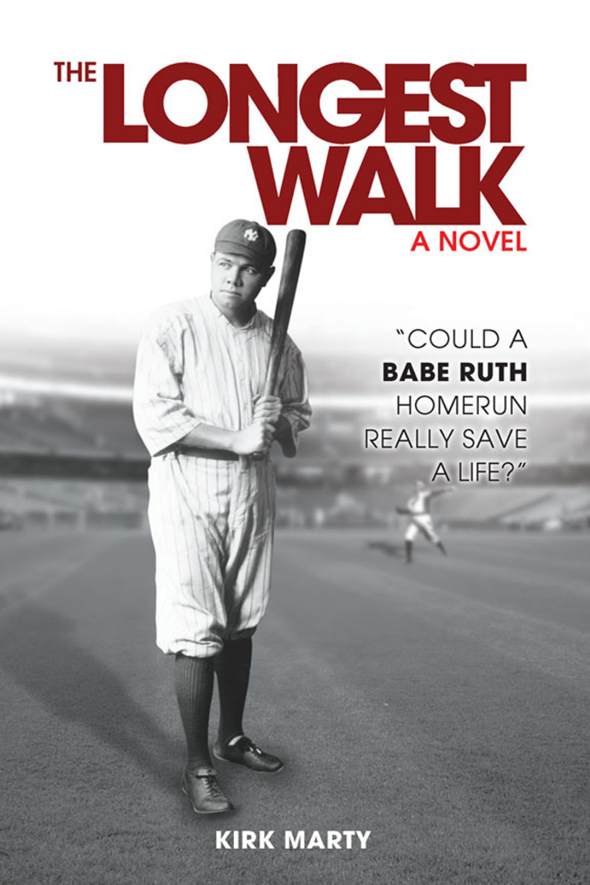# THE LONGEST WALK

## A NOVEL

"COULD A **BABE RUTH** HOMERUN REALLY SAVE A LIFE?"

**KIRK MARTY**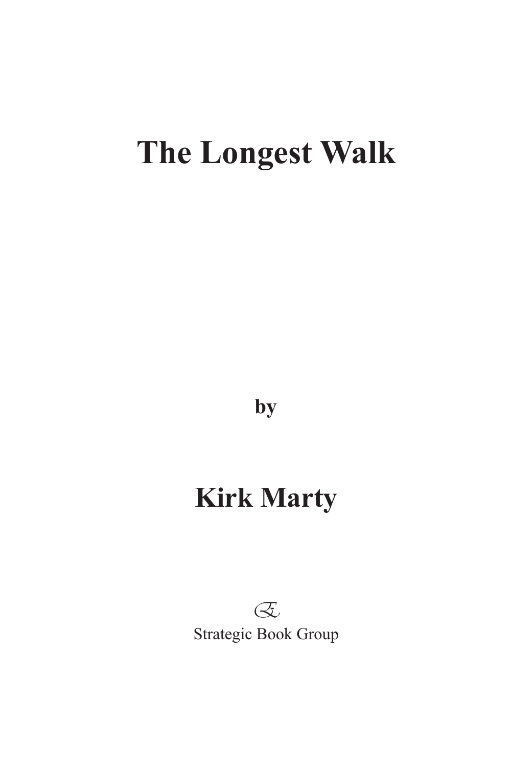# The Longest Walk

**by**

## Kirk Marty

Strategic Book Group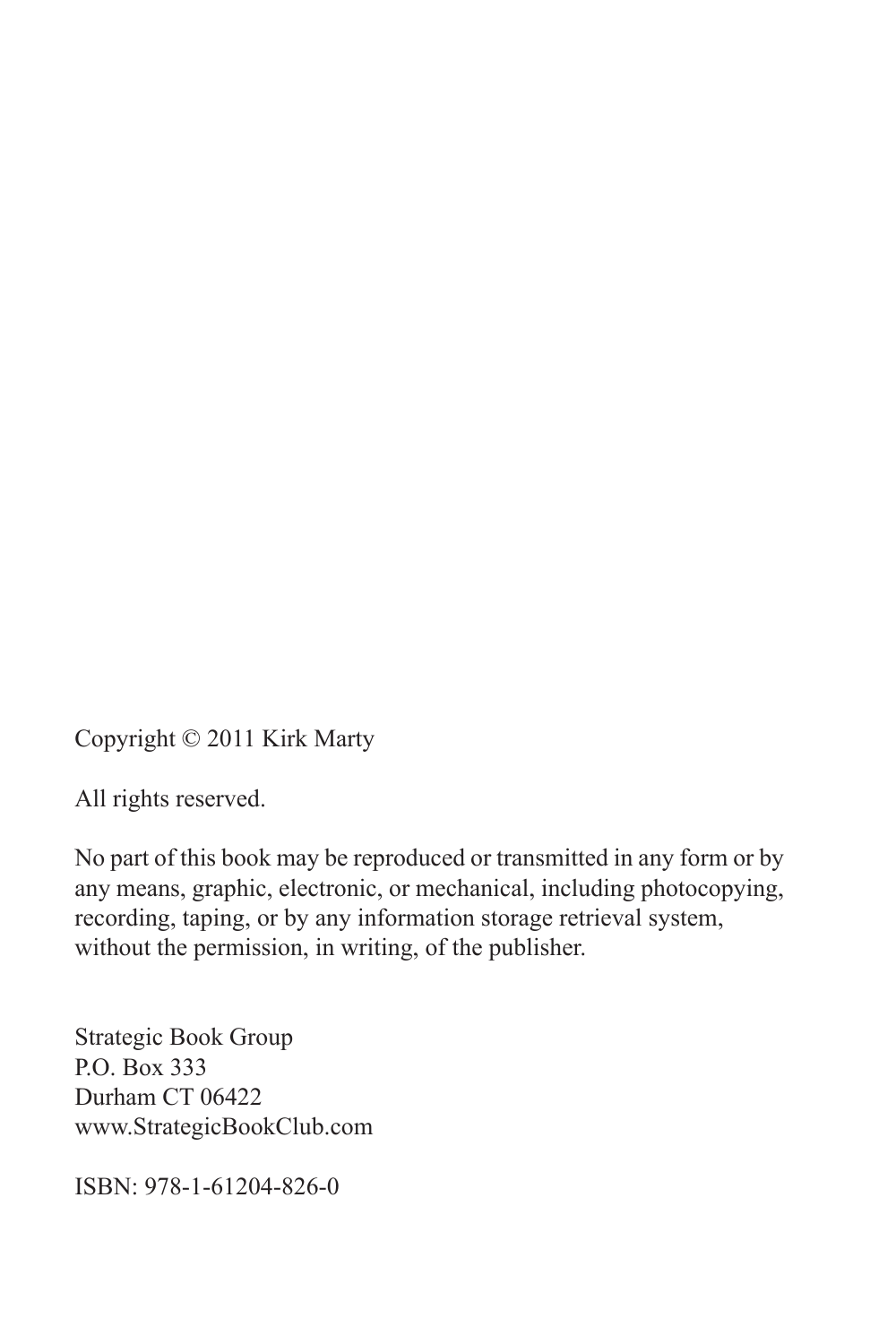Copyright © 2011 Kirk Marty

All rights reserved.

No part of this book may be reproduced or transmitted in any form or by any means, graphic, electronic, or mechanical, including photocopying, recording, taping, or by any information storage retrieval system, without the permission, in writing, of the publisher.

Strategic Book Group
P.O. Box 333
Durham CT 06422
www.StrategicBookClub.com

ISBN: 978-1-61204-826-0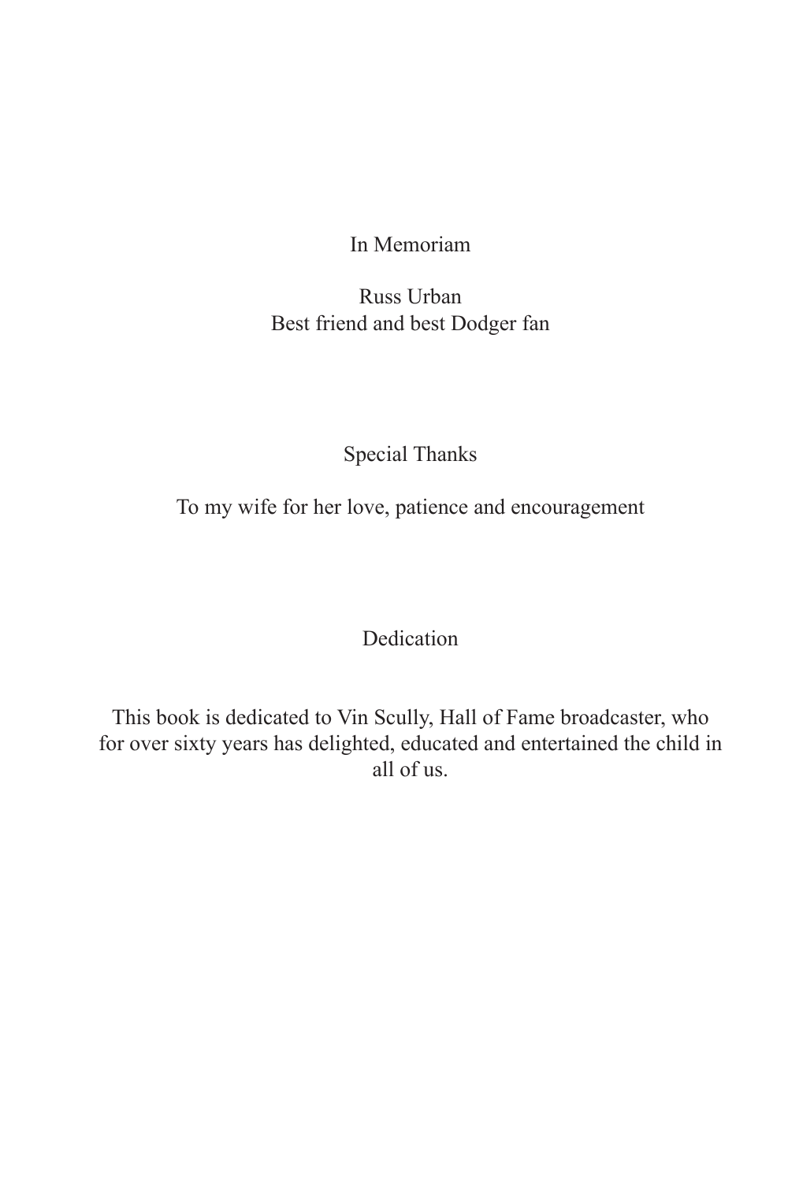In Memoriam

Russ Urban
Best friend and best Dodger fan

Special Thanks

To my wife for her love, patience and encouragement

Dedication

This book is dedicated to Vin Scully, Hall of Fame broadcaster, who for over sixty years has delighted, educated and entertained the child in all of us.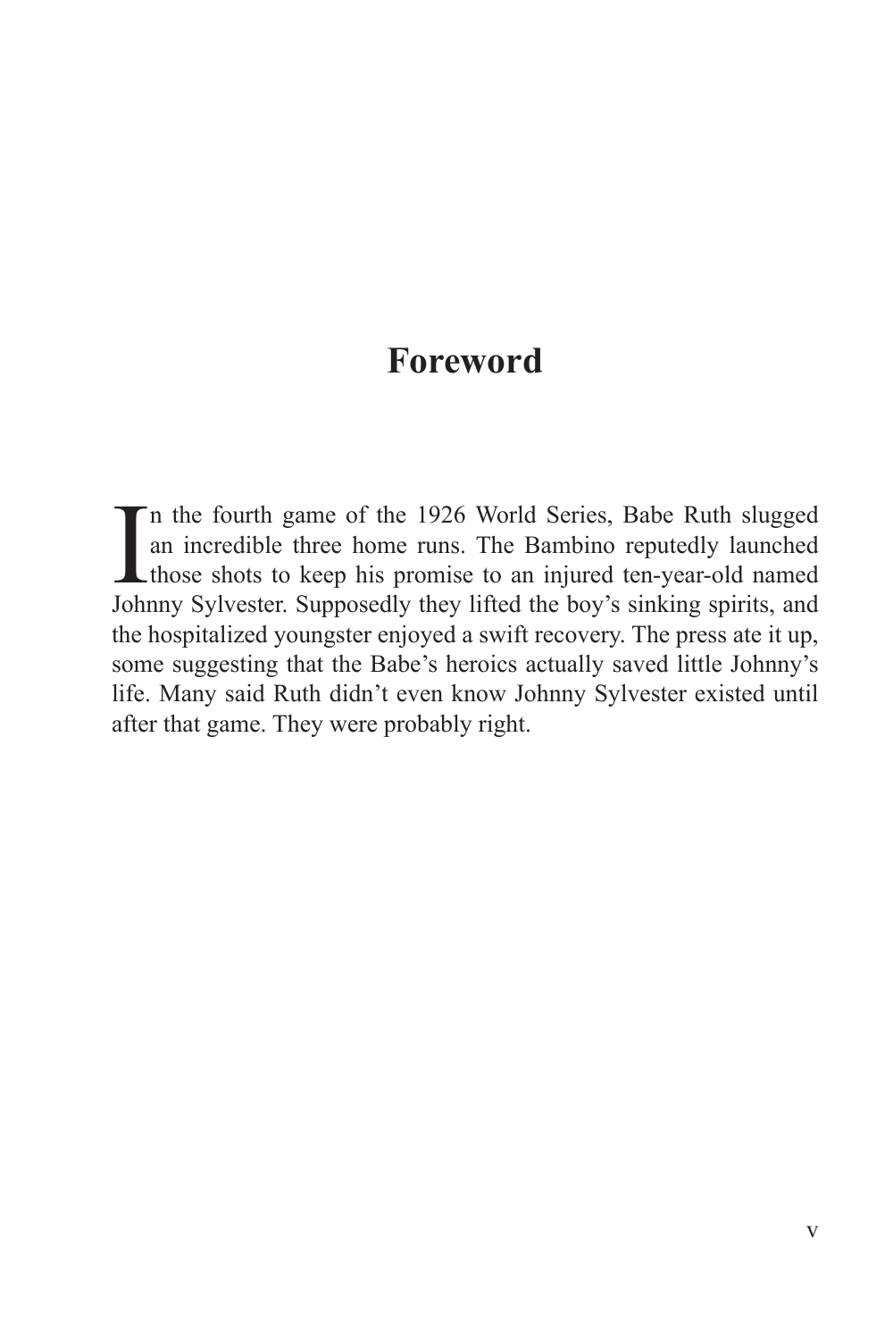# Foreword

In the fourth game of the 1926 World Series, Babe Ruth slugged an incredible three home runs. The Bambino reputedly launched those shots to keep his promise to an injured ten-year-old named Johnny Sylvester. Supposedly they lifted the boy's sinking spirits, and the hospitalized youngster enjoyed a swift recovery. The press ate it up, some suggesting that the Babe's heroics actually saved little Johnny's life. Many said Ruth didn't even know Johnny Sylvester existed until after that game. They were probably right.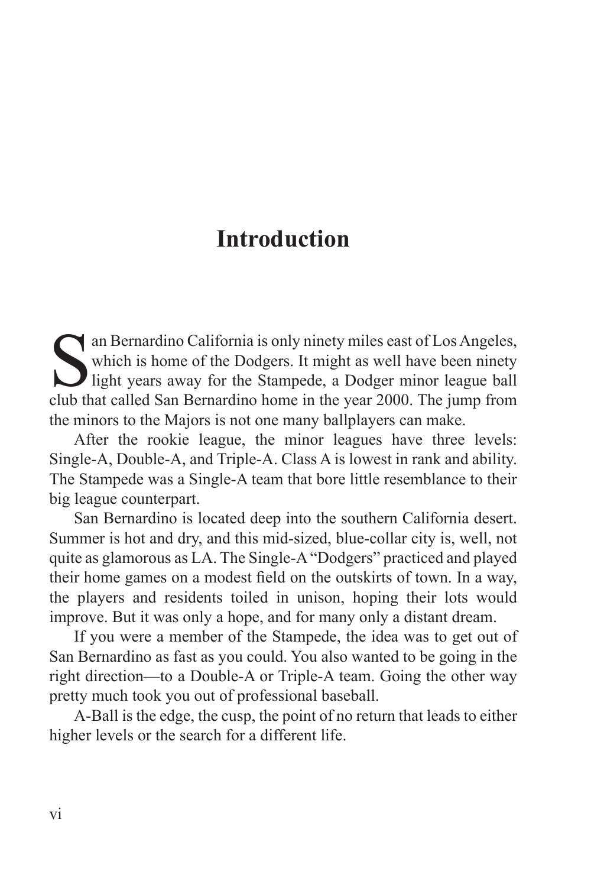# Introduction

San Bernardino California is only ninety miles east of Los Angeles, which is home of the Dodgers. It might as well have been ninety light years away for the Stampede, a Dodger minor league ball club that called San Bernardino home in the year 2000. The jump from the minors to the Majors is not one many ballplayers can make.

After the rookie league, the minor leagues have three levels: Single-A, Double-A, and Triple-A. Class A is lowest in rank and ability. The Stampede was a Single-A team that bore little resemblance to their big league counterpart.

San Bernardino is located deep into the southern California desert. Summer is hot and dry, and this mid-sized, blue-collar city is, well, not quite as glamorous as LA. The Single-A "Dodgers" practiced and played their home games on a modest field on the outskirts of town. In a way, the players and residents toiled in unison, hoping their lots would improve. But it was only a hope, and for many only a distant dream.

If you were a member of the Stampede, the idea was to get out of San Bernardino as fast as you could. You also wanted to be going in the right direction—to a Double-A or Triple-A team. Going the other way pretty much took you out of professional baseball.

A-Ball is the edge, the cusp, the point of no return that leads to either higher levels or the search for a different life.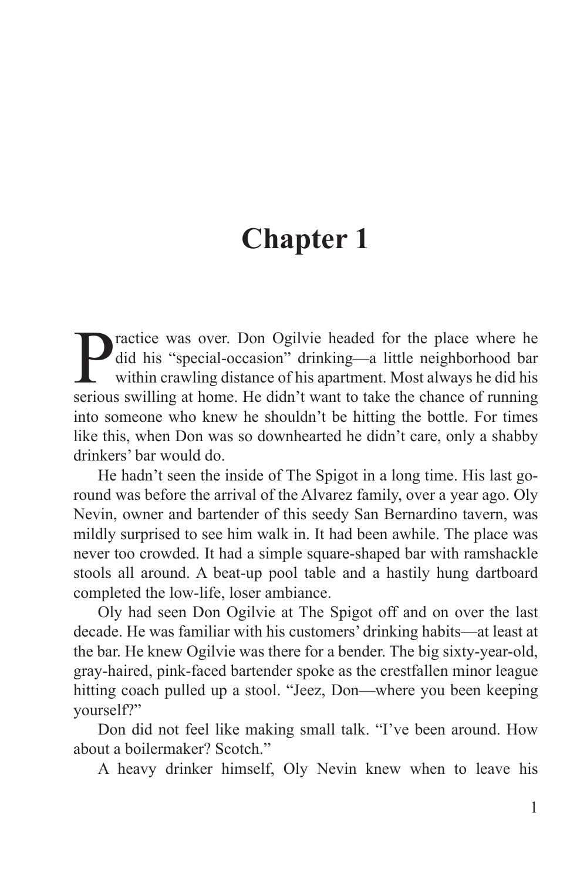# Chapter 1

Practice was over. Don Ogilvie headed for the place where he did his "special-occasion" drinking—a little neighborhood bar within crawling distance of his apartment. Most always he did his serious swilling at home. He didn't want to take the chance of running into someone who knew he shouldn't be hitting the bottle. For times like this, when Don was so downhearted he didn't care, only a shabby drinkers' bar would do.

He hadn't seen the inside of The Spigot in a long time. His last go-round was before the arrival of the Alvarez family, over a year ago. Oly Nevin, owner and bartender of this seedy San Bernardino tavern, was mildly surprised to see him walk in. It had been awhile. The place was never too crowded. It had a simple square-shaped bar with ramshackle stools all around. A beat-up pool table and a hastily hung dartboard completed the low-life, loser ambiance.

Oly had seen Don Ogilvie at The Spigot off and on over the last decade. He was familiar with his customers' drinking habits—at least at the bar. He knew Ogilvie was there for a bender. The big sixty-year-old, gray-haired, pink-faced bartender spoke as the crestfallen minor league hitting coach pulled up a stool. "Jeez, Don—where you been keeping yourself?"

Don did not feel like making small talk. "I've been around. How about a boilermaker? Scotch."

A heavy drinker himself, Oly Nevin knew when to leave his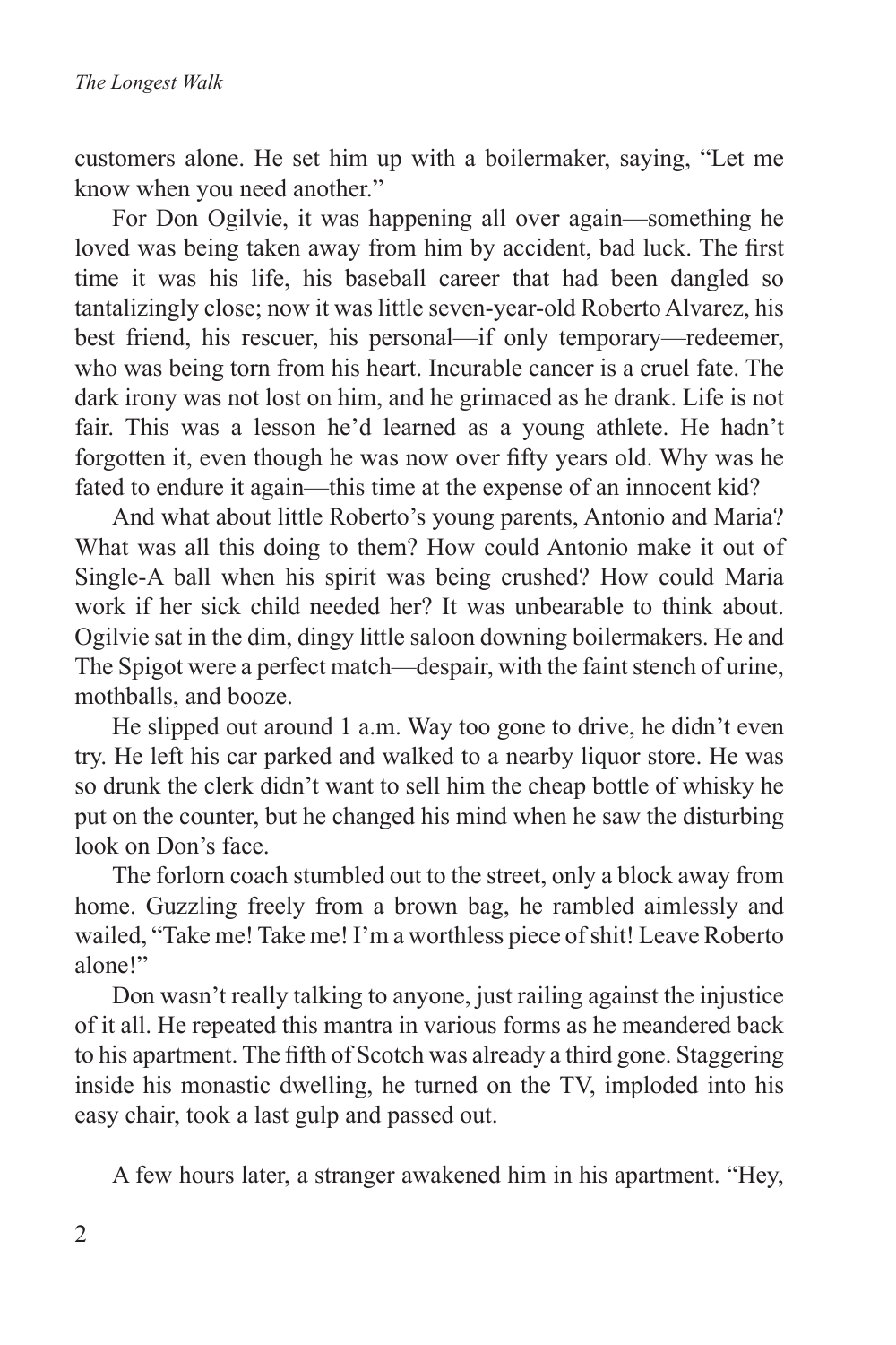customers alone. He set him up with a boilermaker, saying, "Let me know when you need another."

For Don Ogilvie, it was happening all over again—something he loved was being taken away from him by accident, bad luck. The first time it was his life, his baseball career that had been dangled so tantalizingly close; now it was little seven-year-old Roberto Alvarez, his best friend, his rescuer, his personal—if only temporary—redeemer, who was being torn from his heart. Incurable cancer is a cruel fate. The dark irony was not lost on him, and he grimaced as he drank. Life is not fair. This was a lesson he'd learned as a young athlete. He hadn't forgotten it, even though he was now over fifty years old. Why was he fated to endure it again—this time at the expense of an innocent kid?

And what about little Roberto's young parents, Antonio and Maria? What was all this doing to them? How could Antonio make it out of Single-A ball when his spirit was being crushed? How could Maria work if her sick child needed her? It was unbearable to think about. Ogilvie sat in the dim, dingy little saloon downing boilermakers. He and The Spigot were a perfect match—despair, with the faint stench of urine, mothballs, and booze.

He slipped out around 1 a.m. Way too gone to drive, he didn't even try. He left his car parked and walked to a nearby liquor store. He was so drunk the clerk didn't want to sell him the cheap bottle of whisky he put on the counter, but he changed his mind when he saw the disturbing look on Don's face.

The forlorn coach stumbled out to the street, only a block away from home. Guzzling freely from a brown bag, he rambled aimlessly and wailed, "Take me! Take me! I'm a worthless piece of shit! Leave Roberto alone!"

Don wasn't really talking to anyone, just railing against the injustice of it all. He repeated this mantra in various forms as he meandered back to his apartment. The fifth of Scotch was already a third gone. Staggering inside his monastic dwelling, he turned on the TV, imploded into his easy chair, took a last gulp and passed out.

A few hours later, a stranger awakened him in his apartment. "Hey,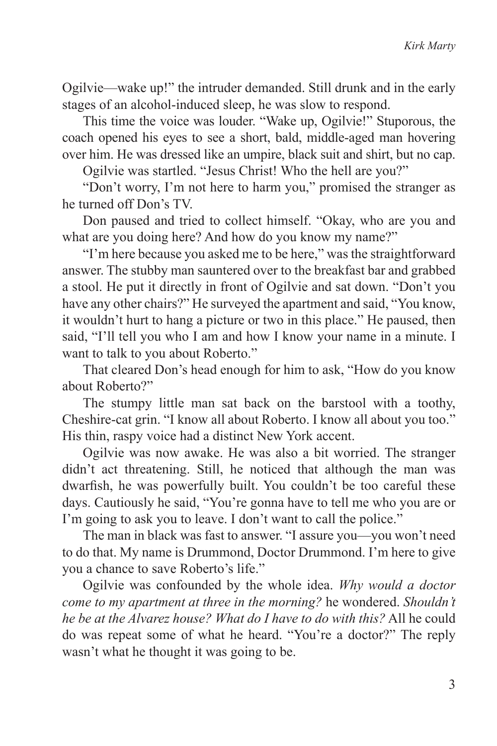Ogilvie—wake up!" the intruder demanded. Still drunk and in the early stages of an alcohol-induced sleep, he was slow to respond.

This time the voice was louder. "Wake up, Ogilvie!" Stuporous, the coach opened his eyes to see a short, bald, middle-aged man hovering over him. He was dressed like an umpire, black suit and shirt, but no cap.

Ogilvie was startled. "Jesus Christ! Who the hell are you?"

"Don't worry, I'm not here to harm you," promised the stranger as he turned off Don's TV.

Don paused and tried to collect himself. "Okay, who are you and what are you doing here? And how do you know my name?"

"I'm here because you asked me to be here," was the straightforward answer. The stubby man sauntered over to the breakfast bar and grabbed a stool. He put it directly in front of Ogilvie and sat down. "Don't you have any other chairs?" He surveyed the apartment and said, "You know, it wouldn't hurt to hang a picture or two in this place." He paused, then said, "I'll tell you who I am and how I know your name in a minute. I want to talk to you about Roberto."

That cleared Don's head enough for him to ask, "How do you know about Roberto?"

The stumpy little man sat back on the barstool with a toothy, Cheshire-cat grin. "I know all about Roberto. I know all about you too." His thin, raspy voice had a distinct New York accent.

Ogilvie was now awake. He was also a bit worried. The stranger didn't act threatening. Still, he noticed that although the man was dwarfish, he was powerfully built. You couldn't be too careful these days. Cautiously he said, "You're gonna have to tell me who you are or I'm going to ask you to leave. I don't want to call the police."

The man in black was fast to answer. "I assure you—you won't need to do that. My name is Drummond, Doctor Drummond. I'm here to give you a chance to save Roberto's life."

Ogilvie was confounded by the whole idea. *Why would a doctor come to my apartment at three in the morning?* he wondered. *Shouldn't he be at the Alvarez house? What do I have to do with this?* All he could do was repeat some of what he heard. "You're a doctor?" The reply wasn't what he thought it was going to be.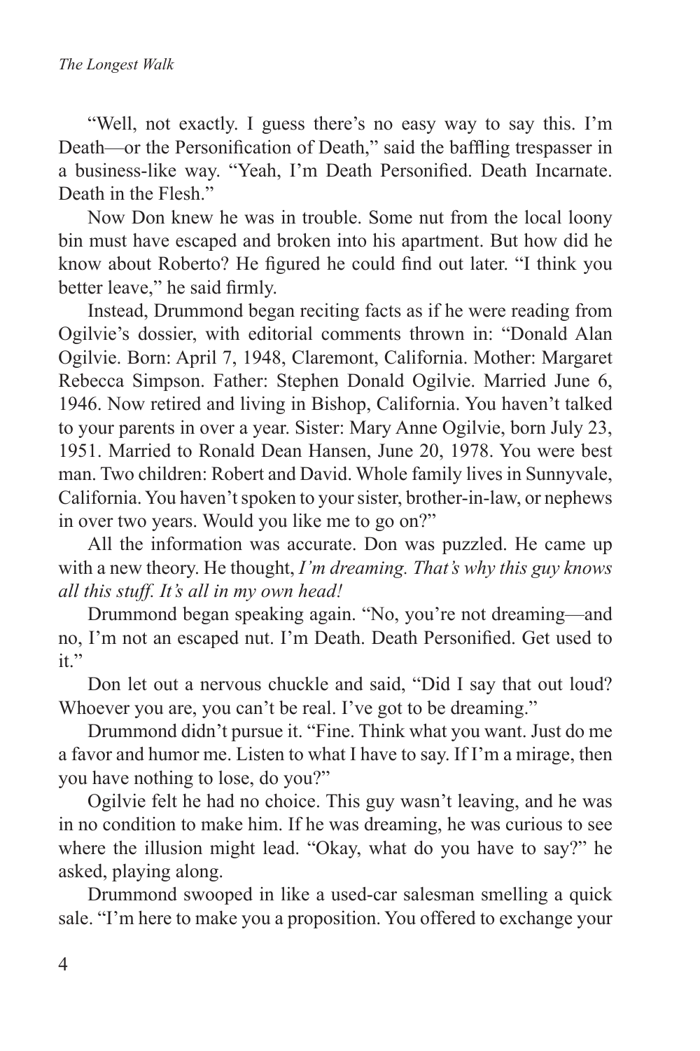"Well, not exactly. I guess there's no easy way to say this. I'm Death—or the Personification of Death," said the baffling trespasser in a business-like way. "Yeah, I'm Death Personified. Death Incarnate. Death in the Flesh."

Now Don knew he was in trouble. Some nut from the local loony bin must have escaped and broken into his apartment. But how did he know about Roberto? He figured he could find out later. "I think you better leave," he said firmly.

Instead, Drummond began reciting facts as if he were reading from Ogilvie's dossier, with editorial comments thrown in: "Donald Alan Ogilvie. Born: April 7, 1948, Claremont, California. Mother: Margaret Rebecca Simpson. Father: Stephen Donald Ogilvie. Married June 6, 1946. Now retired and living in Bishop, California. You haven't talked to your parents in over a year. Sister: Mary Anne Ogilvie, born July 23, 1951. Married to Ronald Dean Hansen, June 20, 1978. You were best man. Two children: Robert and David. Whole family lives in Sunnyvale, California. You haven't spoken to your sister, brother-in-law, or nephews in over two years. Would you like me to go on?"

All the information was accurate. Don was puzzled. He came up with a new theory. He thought, *I'm dreaming. That's why this guy knows all this stuff. It's all in my own head!*

Drummond began speaking again. "No, you're not dreaming—and no, I'm not an escaped nut. I'm Death. Death Personified. Get used to it."

Don let out a nervous chuckle and said, "Did I say that out loud? Whoever you are, you can't be real. I've got to be dreaming."

Drummond didn't pursue it. "Fine. Think what you want. Just do me a favor and humor me. Listen to what I have to say. If I'm a mirage, then you have nothing to lose, do you?"

Ogilvie felt he had no choice. This guy wasn't leaving, and he was in no condition to make him. If he was dreaming, he was curious to see where the illusion might lead. "Okay, what do you have to say?" he asked, playing along.

Drummond swooped in like a used-car salesman smelling a quick sale. "I'm here to make you a proposition. You offered to exchange your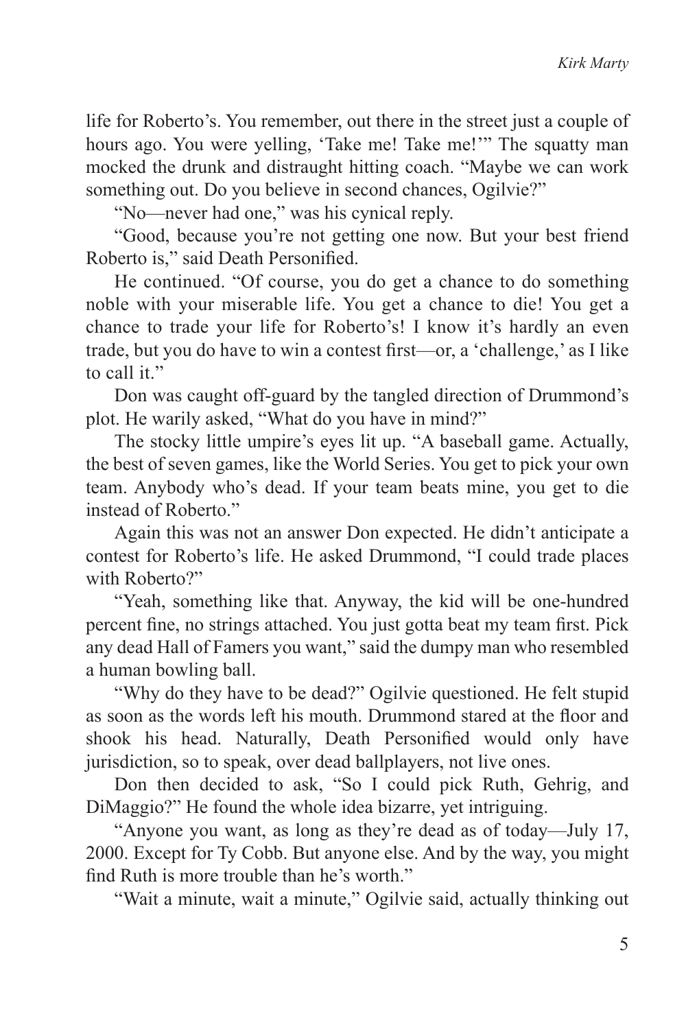life for Roberto's. You remember, out there in the street just a couple of hours ago. You were yelling, 'Take me! Take me!'" The squatty man mocked the drunk and distraught hitting coach. "Maybe we can work something out. Do you believe in second chances, Ogilvie?"

"No—never had one," was his cynical reply.

"Good, because you're not getting one now. But your best friend Roberto is," said Death Personified.

He continued. "Of course, you do get a chance to do something noble with your miserable life. You get a chance to die! You get a chance to trade your life for Roberto's! I know it's hardly an even trade, but you do have to win a contest first—or, a 'challenge,' as I like to call it."

Don was caught off-guard by the tangled direction of Drummond's plot. He warily asked, "What do you have in mind?"

The stocky little umpire's eyes lit up. "A baseball game. Actually, the best of seven games, like the World Series. You get to pick your own team. Anybody who's dead. If your team beats mine, you get to die instead of Roberto."

Again this was not an answer Don expected. He didn't anticipate a contest for Roberto's life. He asked Drummond, "I could trade places with Roberto?"

"Yeah, something like that. Anyway, the kid will be one-hundred percent fine, no strings attached. You just gotta beat my team first. Pick any dead Hall of Famers you want," said the dumpy man who resembled a human bowling ball.

"Why do they have to be dead?" Ogilvie questioned. He felt stupid as soon as the words left his mouth. Drummond stared at the floor and shook his head. Naturally, Death Personified would only have jurisdiction, so to speak, over dead ballplayers, not live ones.

Don then decided to ask, "So I could pick Ruth, Gehrig, and DiMaggio?" He found the whole idea bizarre, yet intriguing.

"Anyone you want, as long as they're dead as of today—July 17, 2000. Except for Ty Cobb. But anyone else. And by the way, you might find Ruth is more trouble than he's worth."

"Wait a minute, wait a minute," Ogilvie said, actually thinking out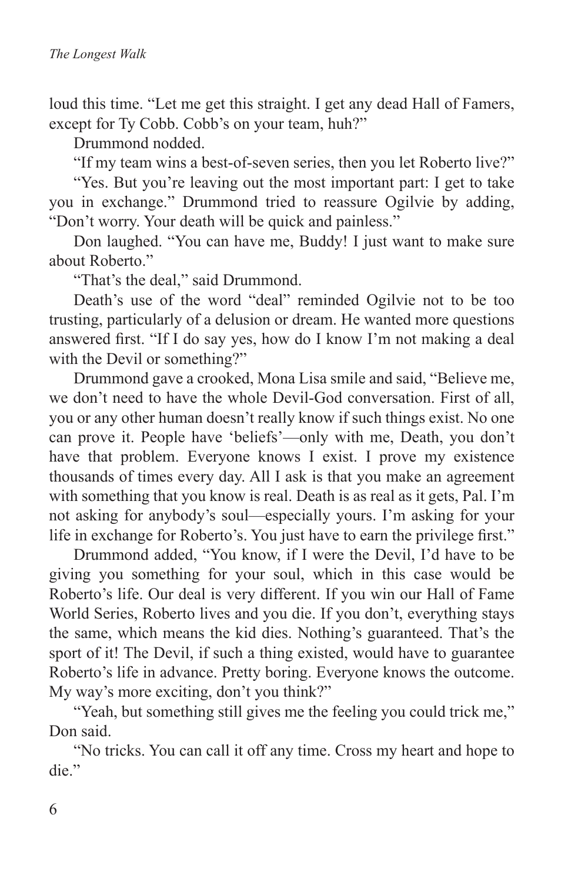loud this time. "Let me get this straight. I get any dead Hall of Famers, except for Ty Cobb. Cobb's on your team, huh?"

Drummond nodded.

"If my team wins a best-of-seven series, then you let Roberto live?"

"Yes. But you're leaving out the most important part: I get to take you in exchange." Drummond tried to reassure Ogilvie by adding, "Don't worry. Your death will be quick and painless."

Don laughed. "You can have me, Buddy! I just want to make sure about Roberto."

"That's the deal," said Drummond.

Death's use of the word "deal" reminded Ogilvie not to be too trusting, particularly of a delusion or dream. He wanted more questions answered first. "If I do say yes, how do I know I'm not making a deal with the Devil or something?"

Drummond gave a crooked, Mona Lisa smile and said, "Believe me, we don't need to have the whole Devil-God conversation. First of all, you or any other human doesn't really know if such things exist. No one can prove it. People have 'beliefs'—only with me, Death, you don't have that problem. Everyone knows I exist. I prove my existence thousands of times every day. All I ask is that you make an agreement with something that you know is real. Death is as real as it gets, Pal. I'm not asking for anybody's soul—especially yours. I'm asking for your life in exchange for Roberto's. You just have to earn the privilege first."

Drummond added, "You know, if I were the Devil, I'd have to be giving you something for your soul, which in this case would be Roberto's life. Our deal is very different. If you win our Hall of Fame World Series, Roberto lives and you die. If you don't, everything stays the same, which means the kid dies. Nothing's guaranteed. That's the sport of it! The Devil, if such a thing existed, would have to guarantee Roberto's life in advance. Pretty boring. Everyone knows the outcome. My way's more exciting, don't you think?"

"Yeah, but something still gives me the feeling you could trick me," Don said.

"No tricks. You can call it off any time. Cross my heart and hope to die."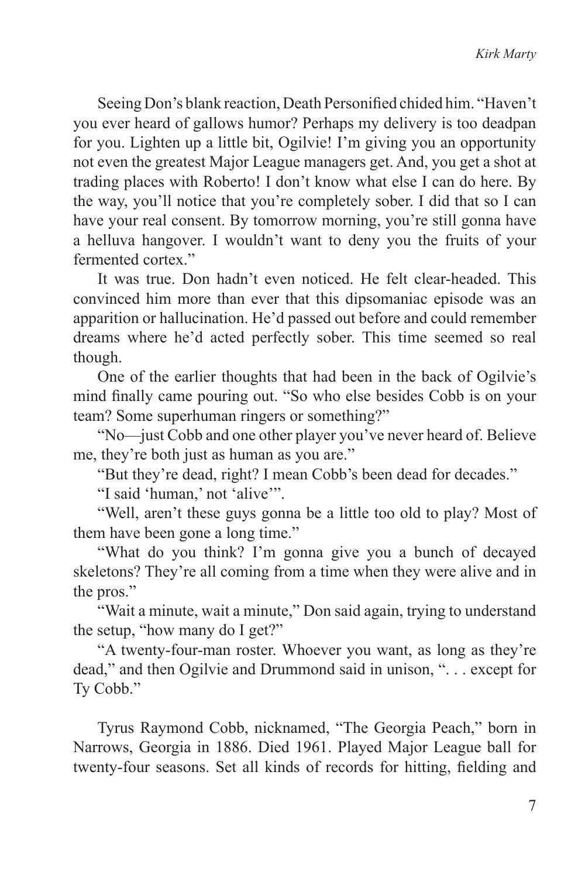Seeing Don's blank reaction, Death Personified chided him. "Haven't you ever heard of gallows humor? Perhaps my delivery is too deadpan for you. Lighten up a little bit, Ogilvie! I'm giving you an opportunity not even the greatest Major League managers get. And, you get a shot at trading places with Roberto! I don't know what else I can do here. By the way, you'll notice that you're completely sober. I did that so I can have your real consent. By tomorrow morning, you're still gonna have a helluva hangover. I wouldn't want to deny you the fruits of your fermented cortex."

It was true. Don hadn't even noticed. He felt clear-headed. This convinced him more than ever that this dipsomaniac episode was an apparition or hallucination. He'd passed out before and could remember dreams where he'd acted perfectly sober. This time seemed so real though.

One of the earlier thoughts that had been in the back of Ogilvie's mind finally came pouring out. "So who else besides Cobb is on your team? Some superhuman ringers or something?"

"No—just Cobb and one other player you've never heard of. Believe me, they're both just as human as you are."

"But they're dead, right? I mean Cobb's been dead for decades."

"I said 'human,' not 'alive'".

"Well, aren't these guys gonna be a little too old to play? Most of them have been gone a long time."

"What do you think? I'm gonna give you a bunch of decayed skeletons? They're all coming from a time when they were alive and in the pros."

"Wait a minute, wait a minute," Don said again, trying to understand the setup, "how many do I get?"

"A twenty-four-man roster. Whoever you want, as long as they're dead," and then Ogilvie and Drummond said in unison, ". . . except for Ty Cobb."

Tyrus Raymond Cobb, nicknamed, "The Georgia Peach," born in Narrows, Georgia in 1886. Died 1961. Played Major League ball for twenty-four seasons. Set all kinds of records for hitting, fielding and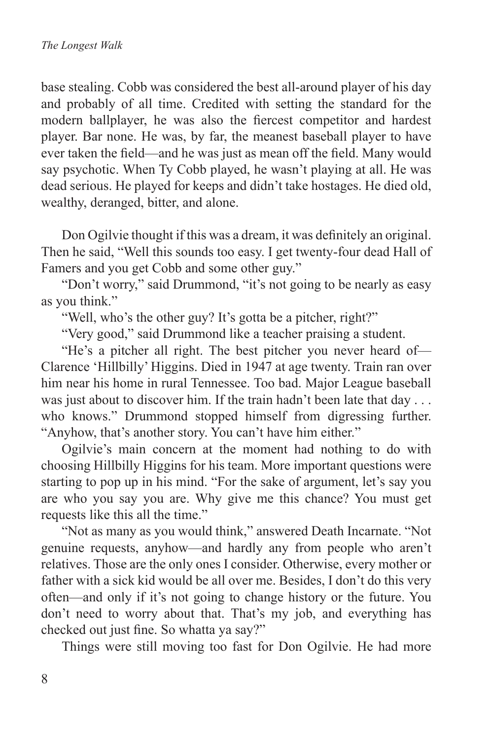base stealing. Cobb was considered the best all-around player of his day and probably of all time. Credited with setting the standard for the modern ballplayer, he was also the fiercest competitor and hardest player. Bar none. He was, by far, the meanest baseball player to have ever taken the field—and he was just as mean off the field. Many would say psychotic. When Ty Cobb played, he wasn't playing at all. He was dead serious. He played for keeps and didn't take hostages. He died old, wealthy, deranged, bitter, and alone.

Don Ogilvie thought if this was a dream, it was definitely an original. Then he said, "Well this sounds too easy. I get twenty-four dead Hall of Famers and you get Cobb and some other guy."

"Don't worry," said Drummond, "it's not going to be nearly as easy as you think."

"Well, who's the other guy? It's gotta be a pitcher, right?"

"Very good," said Drummond like a teacher praising a student.

"He's a pitcher all right. The best pitcher you never heard of—Clarence 'Hillbilly' Higgins. Died in 1947 at age twenty. Train ran over him near his home in rural Tennessee. Too bad. Major League baseball was just about to discover him. If the train hadn't been late that day . . . who knows." Drummond stopped himself from digressing further. "Anyhow, that's another story. You can't have him either."

Ogilvie's main concern at the moment had nothing to do with choosing Hillbilly Higgins for his team. More important questions were starting to pop up in his mind. "For the sake of argument, let's say you are who you say you are. Why give me this chance? You must get requests like this all the time."

"Not as many as you would think," answered Death Incarnate. "Not genuine requests, anyhow—and hardly any from people who aren't relatives. Those are the only ones I consider. Otherwise, every mother or father with a sick kid would be all over me. Besides, I don't do this very often—and only if it's not going to change history or the future. You don't need to worry about that. That's my job, and everything has checked out just fine. So whatta ya say?"

Things were still moving too fast for Don Ogilvie. He had more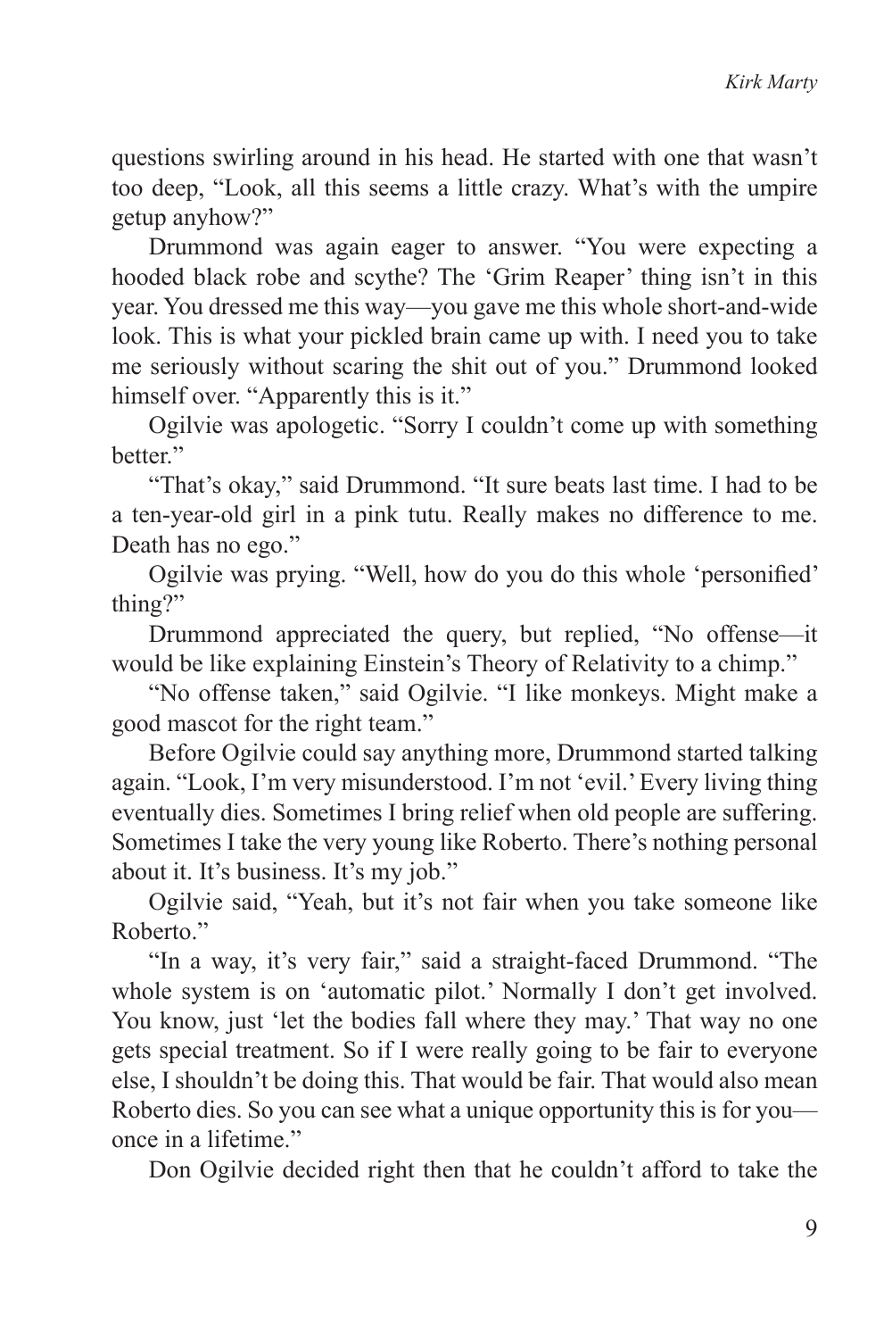questions swirling around in his head. He started with one that wasn't too deep, "Look, all this seems a little crazy. What's with the umpire getup anyhow?"

Drummond was again eager to answer. "You were expecting a hooded black robe and scythe? The 'Grim Reaper' thing isn't in this year. You dressed me this way—you gave me this whole short-and-wide look. This is what your pickled brain came up with. I need you to take me seriously without scaring the shit out of you." Drummond looked himself over. "Apparently this is it."

Ogilvie was apologetic. "Sorry I couldn't come up with something better."

"That's okay," said Drummond. "It sure beats last time. I had to be a ten-year-old girl in a pink tutu. Really makes no difference to me. Death has no ego."

Ogilvie was prying. "Well, how do you do this whole 'personified' thing?"

Drummond appreciated the query, but replied, "No offense—it would be like explaining Einstein's Theory of Relativity to a chimp."

"No offense taken," said Ogilvie. "I like monkeys. Might make a good mascot for the right team."

Before Ogilvie could say anything more, Drummond started talking again. "Look, I'm very misunderstood. I'm not 'evil.' Every living thing eventually dies. Sometimes I bring relief when old people are suffering. Sometimes I take the very young like Roberto. There's nothing personal about it. It's business. It's my job."

Ogilvie said, "Yeah, but it's not fair when you take someone like Roberto."

"In a way, it's very fair," said a straight-faced Drummond. "The whole system is on 'automatic pilot.' Normally I don't get involved. You know, just 'let the bodies fall where they may.' That way no one gets special treatment. So if I were really going to be fair to everyone else, I shouldn't be doing this. That would be fair. That would also mean Roberto dies. So you can see what a unique opportunity this is for you—once in a lifetime."

Don Ogilvie decided right then that he couldn't afford to take the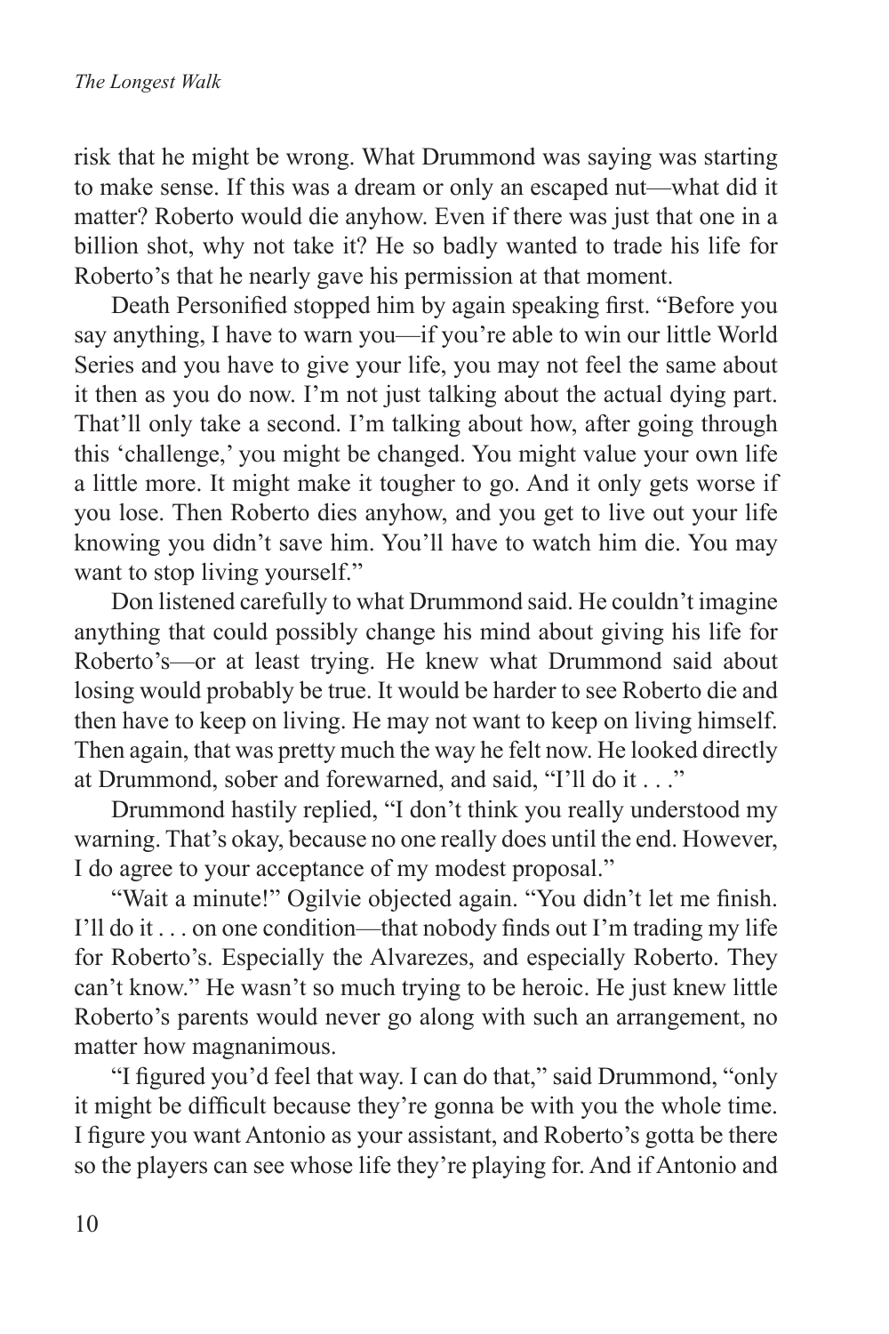risk that he might be wrong. What Drummond was saying was starting to make sense. If this was a dream or only an escaped nut—what did it matter? Roberto would die anyhow. Even if there was just that one in a billion shot, why not take it? He so badly wanted to trade his life for Roberto's that he nearly gave his permission at that moment.

Death Personified stopped him by again speaking first. "Before you say anything, I have to warn you—if you're able to win our little World Series and you have to give your life, you may not feel the same about it then as you do now. I'm not just talking about the actual dying part. That'll only take a second. I'm talking about how, after going through this 'challenge,' you might be changed. You might value your own life a little more. It might make it tougher to go. And it only gets worse if you lose. Then Roberto dies anyhow, and you get to live out your life knowing you didn't save him. You'll have to watch him die. You may want to stop living yourself."

Don listened carefully to what Drummond said. He couldn't imagine anything that could possibly change his mind about giving his life for Roberto's—or at least trying. He knew what Drummond said about losing would probably be true. It would be harder to see Roberto die and then have to keep on living. He may not want to keep on living himself. Then again, that was pretty much the way he felt now. He looked directly at Drummond, sober and forewarned, and said, "I'll do it . . ."

Drummond hastily replied, "I don't think you really understood my warning. That's okay, because no one really does until the end. However, I do agree to your acceptance of my modest proposal."

"Wait a minute!" Ogilvie objected again. "You didn't let me finish. I'll do it . . . on one condition—that nobody finds out I'm trading my life for Roberto's. Especially the Alvarezes, and especially Roberto. They can't know." He wasn't so much trying to be heroic. He just knew little Roberto's parents would never go along with such an arrangement, no matter how magnanimous.

"I figured you'd feel that way. I can do that," said Drummond, "only it might be difficult because they're gonna be with you the whole time. I figure you want Antonio as your assistant, and Roberto's gotta be there so the players can see whose life they're playing for. And if Antonio and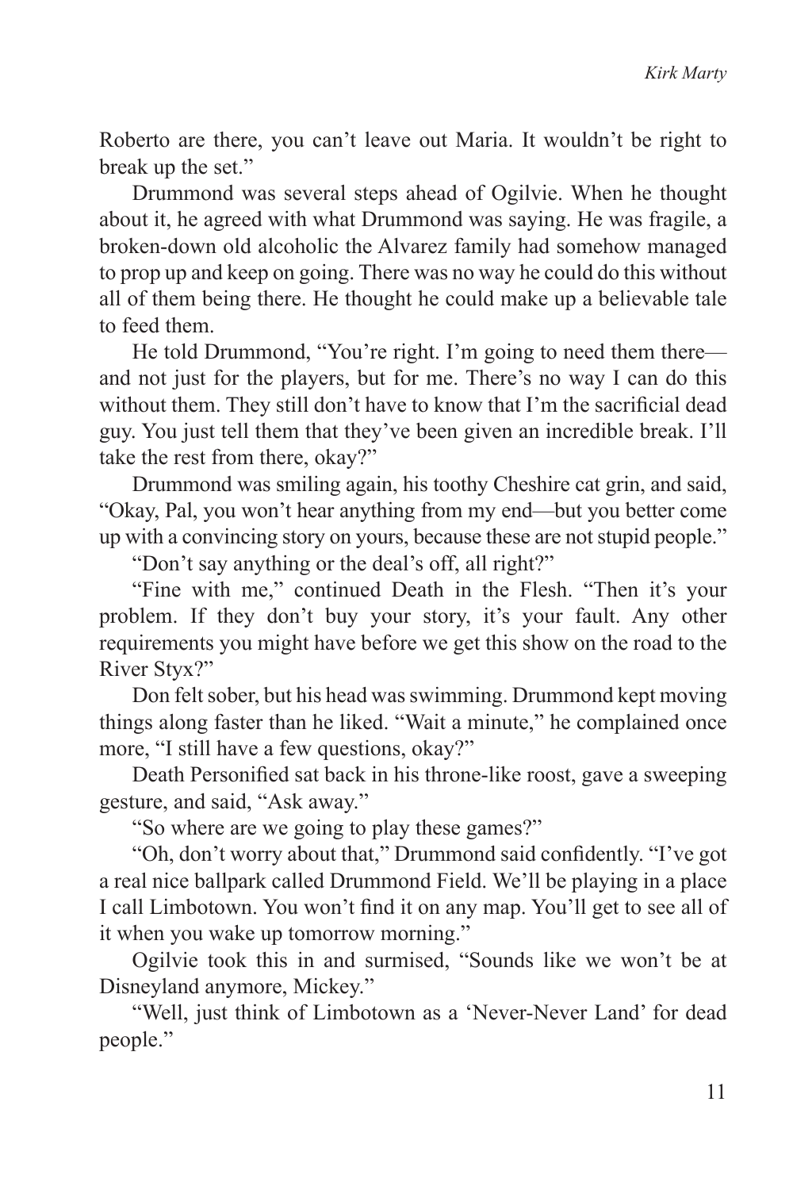Roberto are there, you can't leave out Maria. It wouldn't be right to break up the set."

Drummond was several steps ahead of Ogilvie. When he thought about it, he agreed with what Drummond was saying. He was fragile, a broken-down old alcoholic the Alvarez family had somehow managed to prop up and keep on going. There was no way he could do this without all of them being there. He thought he could make up a believable tale to feed them.

He told Drummond, "You're right. I'm going to need them there—and not just for the players, but for me. There's no way I can do this without them. They still don't have to know that I'm the sacrificial dead guy. You just tell them that they've been given an incredible break. I'll take the rest from there, okay?"

Drummond was smiling again, his toothy Cheshire cat grin, and said, "Okay, Pal, you won't hear anything from my end—but you better come up with a convincing story on yours, because these are not stupid people."

"Don't say anything or the deal's off, all right?"

"Fine with me," continued Death in the Flesh. "Then it's your problem. If they don't buy your story, it's your fault. Any other requirements you might have before we get this show on the road to the River Styx?"

Don felt sober, but his head was swimming. Drummond kept moving things along faster than he liked. "Wait a minute," he complained once more, "I still have a few questions, okay?"

Death Personified sat back in his throne-like roost, gave a sweeping gesture, and said, "Ask away."

"So where are we going to play these games?"

"Oh, don't worry about that," Drummond said confidently. "I've got a real nice ballpark called Drummond Field. We'll be playing in a place I call Limbotown. You won't find it on any map. You'll get to see all of it when you wake up tomorrow morning."

Ogilvie took this in and surmised, "Sounds like we won't be at Disneyland anymore, Mickey."

"Well, just think of Limbotown as a 'Never-Never Land' for dead people."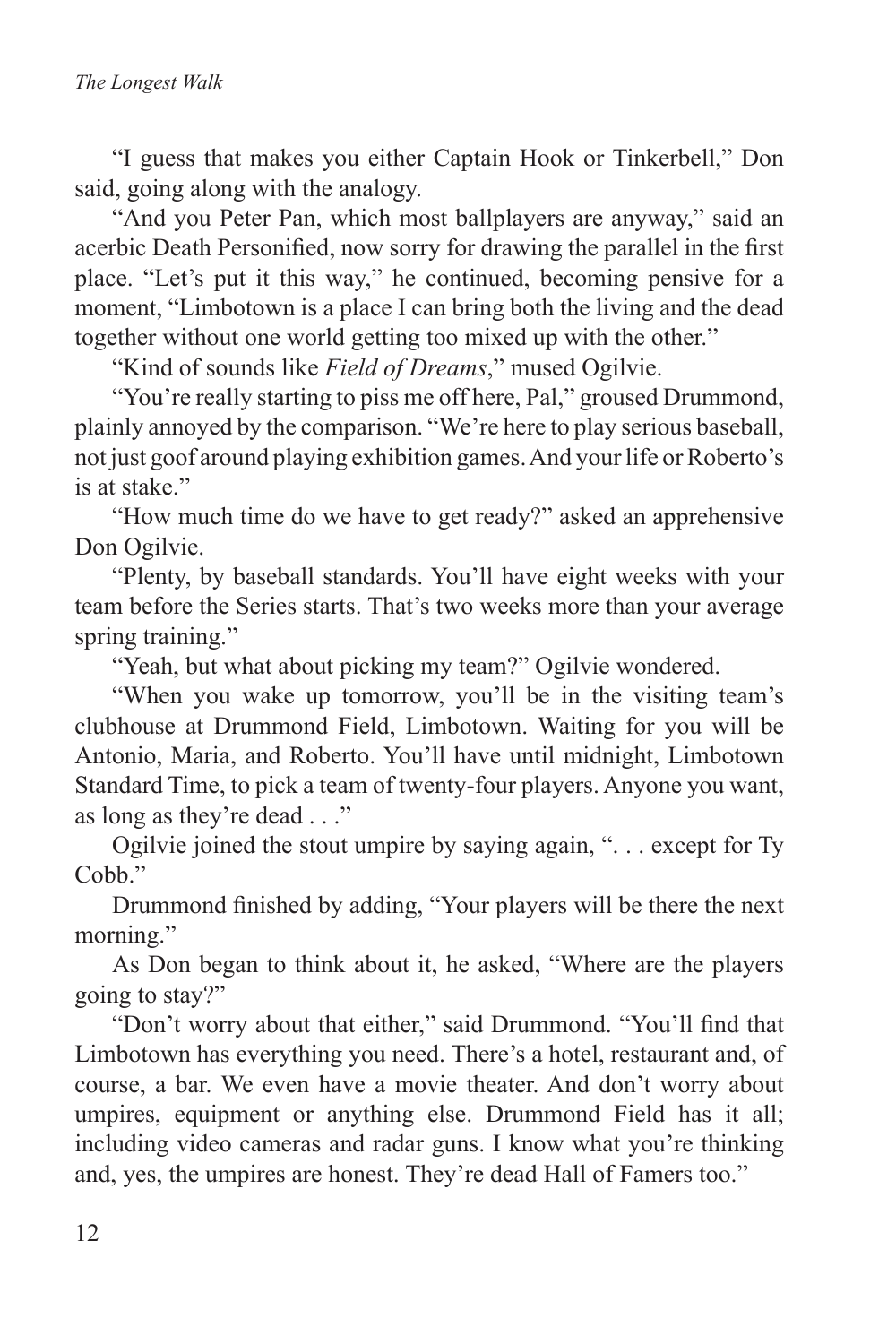"I guess that makes you either Captain Hook or Tinkerbell," Don said, going along with the analogy.

"And you Peter Pan, which most ballplayers are anyway," said an acerbic Death Personified, now sorry for drawing the parallel in the first place. "Let's put it this way," he continued, becoming pensive for a moment, "Limbotown is a place I can bring both the living and the dead together without one world getting too mixed up with the other."

"Kind of sounds like *Field of Dreams*," mused Ogilvie.

"You're really starting to piss me off here, Pal," groused Drummond, plainly annoyed by the comparison. "We're here to play serious baseball, not just goof around playing exhibition games. And your life or Roberto's is at stake."

"How much time do we have to get ready?" asked an apprehensive Don Ogilvie.

"Plenty, by baseball standards. You'll have eight weeks with your team before the Series starts. That's two weeks more than your average spring training."

"Yeah, but what about picking my team?" Ogilvie wondered.

"When you wake up tomorrow, you'll be in the visiting team's clubhouse at Drummond Field, Limbotown. Waiting for you will be Antonio, Maria, and Roberto. You'll have until midnight, Limbotown Standard Time, to pick a team of twenty-four players. Anyone you want, as long as they're dead . . ."

Ogilvie joined the stout umpire by saying again, ". . . except for Ty Cobb."

Drummond finished by adding, "Your players will be there the next morning."

As Don began to think about it, he asked, "Where are the players going to stay?"

"Don't worry about that either," said Drummond. "You'll find that Limbotown has everything you need. There's a hotel, restaurant and, of course, a bar. We even have a movie theater. And don't worry about umpires, equipment or anything else. Drummond Field has it all; including video cameras and radar guns. I know what you're thinking and, yes, the umpires are honest. They're dead Hall of Famers too."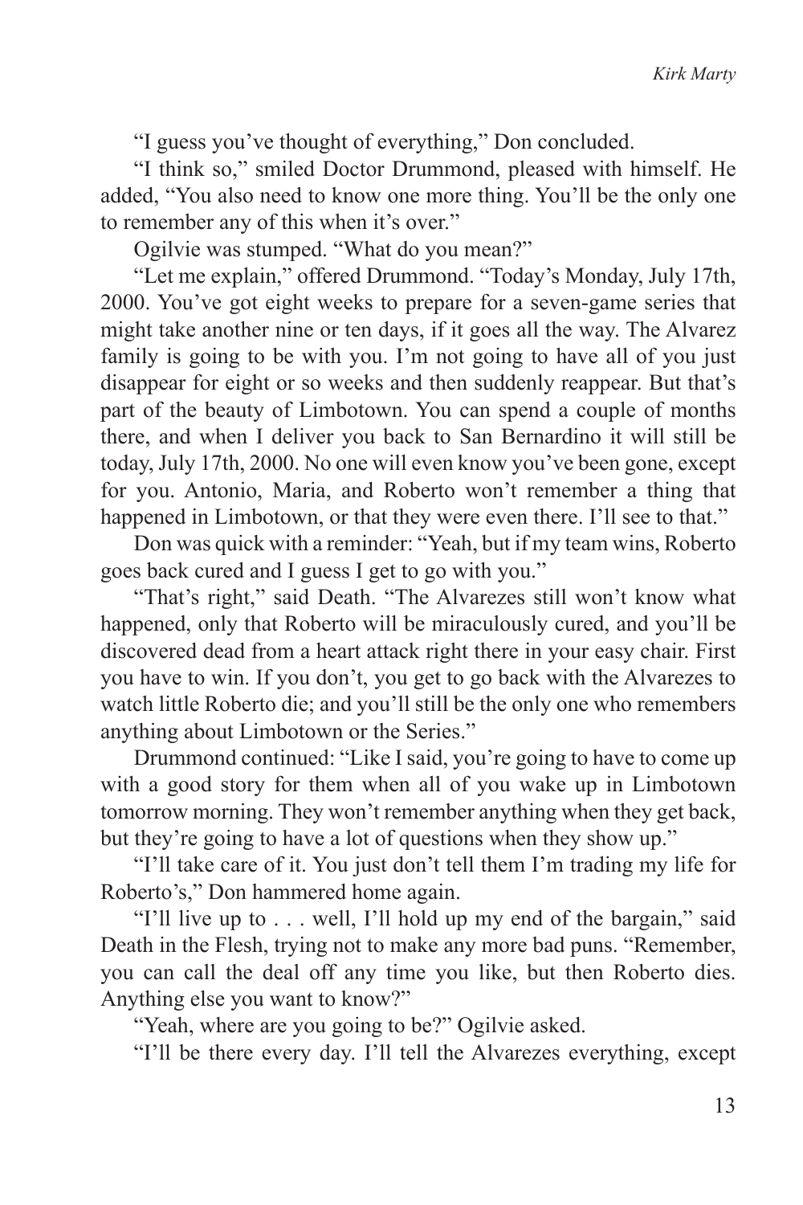"I guess you've thought of everything," Don concluded.

"I think so," smiled Doctor Drummond, pleased with himself. He added, "You also need to know one more thing. You'll be the only one to remember any of this when it's over."

Ogilvie was stumped. "What do you mean?"

"Let me explain," offered Drummond. "Today's Monday, July 17th, 2000. You've got eight weeks to prepare for a seven-game series that might take another nine or ten days, if it goes all the way. The Alvarez family is going to be with you. I'm not going to have all of you just disappear for eight or so weeks and then suddenly reappear. But that's part of the beauty of Limbotown. You can spend a couple of months there, and when I deliver you back to San Bernardino it will still be today, July 17th, 2000. No one will even know you've been gone, except for you. Antonio, Maria, and Roberto won't remember a thing that happened in Limbotown, or that they were even there. I'll see to that."

Don was quick with a reminder: "Yeah, but if my team wins, Roberto goes back cured and I guess I get to go with you."

"That's right," said Death. "The Alvarezes still won't know what happened, only that Roberto will be miraculously cured, and you'll be discovered dead from a heart attack right there in your easy chair. First you have to win. If you don't, you get to go back with the Alvarezes to watch little Roberto die; and you'll still be the only one who remembers anything about Limbotown or the Series."

Drummond continued: "Like I said, you're going to have to come up with a good story for them when all of you wake up in Limbotown tomorrow morning. They won't remember anything when they get back, but they're going to have a lot of questions when they show up."

"I'll take care of it. You just don't tell them I'm trading my life for Roberto's," Don hammered home again.

"I'll live up to . . . well, I'll hold up my end of the bargain," said Death in the Flesh, trying not to make any more bad puns. "Remember, you can call the deal off any time you like, but then Roberto dies. Anything else you want to know?"

"Yeah, where are you going to be?" Ogilvie asked.

"I'll be there every day. I'll tell the Alvarezes everything, except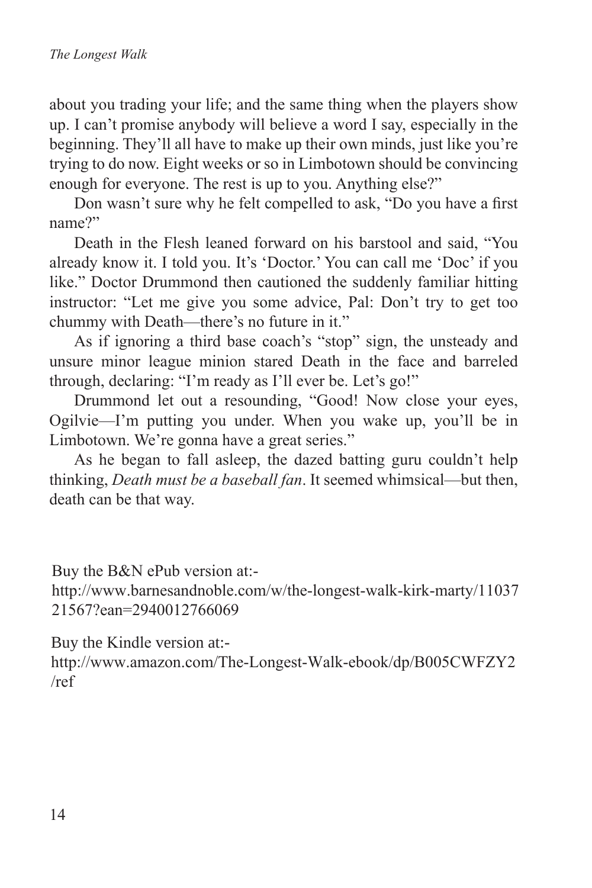about you trading your life; and the same thing when the players show up. I can't promise anybody will believe a word I say, especially in the beginning. They'll all have to make up their own minds, just like you're trying to do now. Eight weeks or so in Limbotown should be convincing enough for everyone. The rest is up to you. Anything else?"

Don wasn't sure why he felt compelled to ask, "Do you have a first name?"

Death in the Flesh leaned forward on his barstool and said, "You already know it. I told you. It's 'Doctor.' You can call me 'Doc' if you like." Doctor Drummond then cautioned the suddenly familiar hitting instructor: "Let me give you some advice, Pal: Don't try to get too chummy with Death—there's no future in it."

As if ignoring a third base coach's "stop" sign, the unsteady and unsure minor league minion stared Death in the face and barreled through, declaring: "I'm ready as I'll ever be. Let's go!"

Drummond let out a resounding, "Good! Now close your eyes, Ogilvie—I'm putting you under. When you wake up, you'll be in Limbotown. We're gonna have a great series."

As he began to fall asleep, the dazed batting guru couldn't help thinking, *Death must be a baseball fan*. It seemed whimsical—but then, death can be that way.

Buy the B&N ePub version at:-
http://www.barnesandnoble.com/w/the-longest-walk-kirk-marty/1103721567?ean=2940012766069

Buy the Kindle version at:-
http://www.amazon.com/The-Longest-Walk-ebook/dp/B005CWFZY2/ref